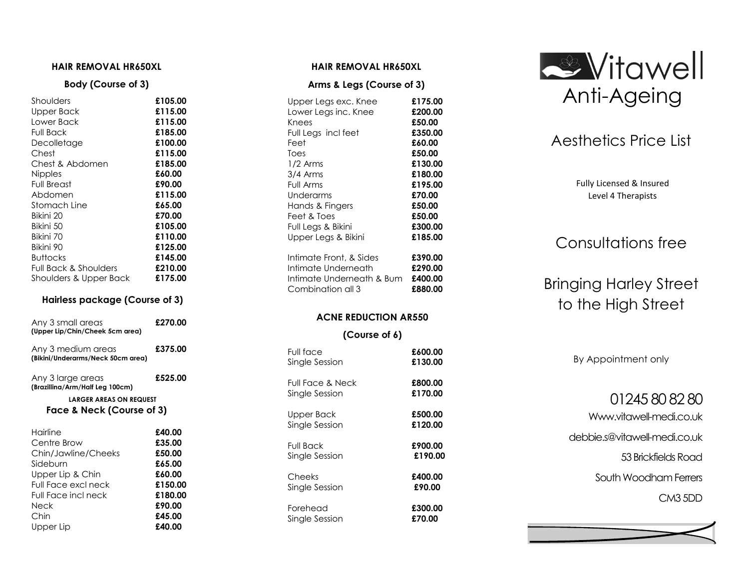## HAIR REMOVAL HR650XL

### Body (Course of 3)

| | |
|---|---|
| Shoulders | **£105.00** |
| Upper Back | **£115.00** |
| Lower Back | **£115.00** |
| Full Back | **£185.00** |
| Decolletage | **£100.00** |
| Chest | **£115.00** |
| Chest & Abdomen | **£185.00** |
| Nipples | **£60.00** |
| Full Breast | **£90.00** |
| Abdomen | **£115.00** |
| Stomach Line | **£65.00** |
| Bikini 20 | **£70.00** |
| Bikini 50 | **£105.00** |
| Bikini 70 | **£110.00** |
| Bikini 90 | **£125.00** |
| Buttocks | **£145.00** |
| Full Back & Shoulders | **£210.00** |
| Shoulders & Upper Back | **£175.00** |

### Hairless package (Course of 3)

| | |
|---|---|
| Any 3 small areas **(Upper Lip/Chin/Cheek 5cm area)** | **£270.00** |
| Any 3 medium areas **(Bikini/Underarms/Neck 50cm area)** | **£375.00** |
| Any 3 large areas **(Brazillina/Arm/Half Leg 100cm)** | **£525.00** |

**LARGER AREAS ON REQUEST**

### Face & Neck (Course of 3)

| | |
|---|---|
| Hairline | **£40.00** |
| Centre Brow | **£35.00** |
| Chin/Jawline/Cheeks | **£50.00** |
| Sideburn | **£65.00** |
| Upper Lip & Chin | **£60.00** |
| Full Face excl neck | **£150.00** |
| Full Face incl neck | **£180.00** |
| Neck | **£90.00** |
| Chin | **£45.00** |
| Upper Lip | **£40.00** |

## HAIR REMOVAL HR650XL

### Arms & Legs (Course of 3)

| | |
|---|---|
| Upper Legs exc. Knee | **£175.00** |
| Lower Legs inc. Knee | **£200.00** |
| Knees | **£50.00** |
| Full Legs incl feet | **£350.00** |
| Feet | **£60.00** |
| Toes | **£50.00** |
| 1/2 Arms | **£130.00** |
| 3/4 Arms | **£180.00** |
| Full Arms | **£195.00** |
| Underarms | **£70.00** |
| Hands & Fingers | **£50.00** |
| Feet & Toes | **£50.00** |
| Full Legs & Bikini | **£300.00** |
| Upper Legs & Bikini | **£185.00** |
| Intimate Front, & Sides | **£390.00** |
| Intimate Underneath | **£290.00** |
| Intimate Underneath & Bum | **£400.00** |
| Combination all 3 | **£880.00** |

## ACNE REDUCTION AR550

### (Course of 6)

| | |
|---|---|
| Full face | **£600.00** |
| Single Session | **£130.00** |
| Full Face & Neck | **£800.00** |
| Single Session | **£170.00** |
| Upper Back | **£500.00** |
| Single Session | **£120.00** |
| Full Back | **£900.00** |
| Single Session | **£190.00** |
| Cheeks | **£400.00** |
| Single Session | **£90.00** |
| Forehead | **£300.00** |
| Single Session | **£70.00** |

# Vitawell Anti-Ageing

## Aesthetics Price List

Fully Licensed & Insured
Level 4 Therapists

## Consultations free

## Bringing Harley Street to the High Street

By Appointment only

01245 80 82 80

Www.vitawell-medi.co.uk

debbie.s@vitawell-medi.co.uk

53 Brickfields Road

South Woodham Ferrers

CM3 5DD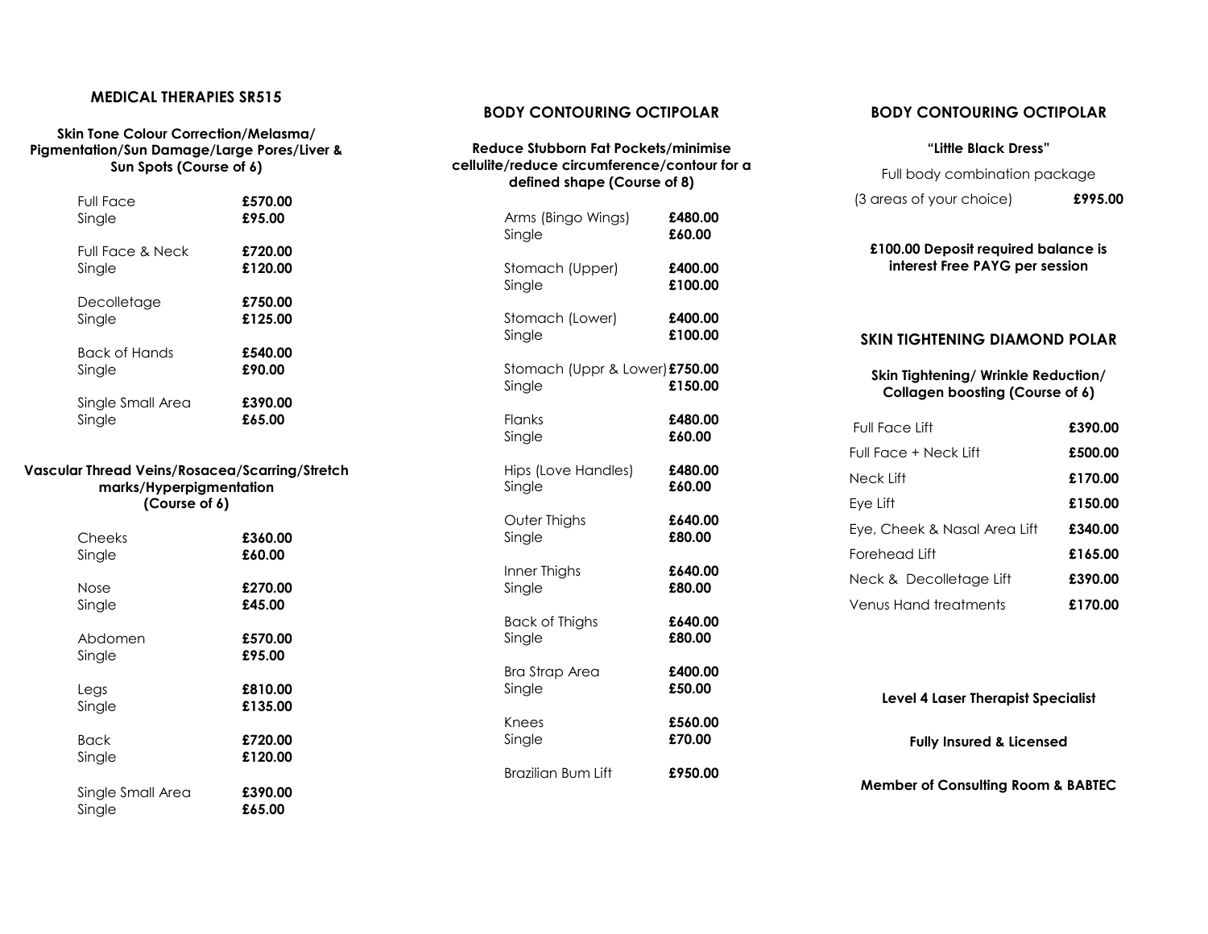## MEDICAL THERAPIES SR515

### Skin Tone Colour Correction/Melasma/ Pigmentation/Sun Damage/Large Pores/Liver & Sun Spots (Course of 6)

| | |
|---|---|
| Full Face | **£570.00** |
| Single | **£95.00** |
| Full Face & Neck | **£720.00** |
| Single | **£120.00** |
| Decolletage | **£750.00** |
| Single | **£125.00** |
| Back of Hands | **£540.00** |
| Single | **£90.00** |
| Single Small Area | **£390.00** |
| Single | **£65.00** |

### Vascular Thread Veins/Rosacea/Scarring/Stretch marks/Hyperpigmentation (Course of 6)

| | |
|---|---|
| Cheeks | **£360.00** |
| Single | **£60.00** |
| Nose | **£270.00** |
| Single | **£45.00** |
| Abdomen | **£570.00** |
| Single | **£95.00** |
| Legs | **£810.00** |
| Single | **£135.00** |
| Back | **£720.00** |
| Single | **£120.00** |
| Single Small Area | **£390.00** |
| Single | **£65.00** |

## BODY CONTOURING OCTIPOLAR

### Reduce Stubborn Fat Pockets/minimise cellulite/reduce circumference/contour for a defined shape (Course of 8)

| | |
|---|---|
| Arms (Bingo Wings) | **£480.00** |
| Single | **£60.00** |
| Stomach (Upper) | **£400.00** |
| Single | **£100.00** |
| Stomach (Lower) | **£400.00** |
| Single | **£100.00** |
| Stomach (Uppr & Lower) | **£750.00** |
| Single | **£150.00** |
| Flanks | **£480.00** |
| Single | **£60.00** |
| Hips (Love Handles) | **£480.00** |
| Single | **£60.00** |
| Outer Thighs | **£640.00** |
| Single | **£80.00** |
| Inner Thighs | **£640.00** |
| Single | **£80.00** |
| Back of Thighs | **£640.00** |
| Single | **£80.00** |
| Bra Strap Area | **£400.00** |
| Single | **£50.00** |
| Knees | **£560.00** |
| Single | **£70.00** |
| Brazilian Bum Lift | **£950.00** |

## BODY CONTOURING OCTIPOLAR

**"Little Black Dress"**

Full body combination package

(3 areas of your choice) **£995.00**

**£100.00 Deposit required balance is interest Free PAYG per session**

## SKIN TIGHTENING DIAMOND POLAR

### Skin Tightening/ Wrinkle Reduction/ Collagen boosting (Course of 6)

| | |
|---|---|
| Full Face Lift | **£390.00** |
| Full Face + Neck Lift | **£500.00** |
| Neck Lift | **£170.00** |
| Eye Lift | **£150.00** |
| Eye, Cheek & Nasal Area Lift | **£340.00** |
| Forehead Lift | **£165.00** |
| Neck & Decolletage Lift | **£390.00** |
| Venus Hand treatments | **£170.00** |

**Level 4 Laser Therapist Specialist**

**Fully Insured & Licensed**

**Member of Consulting Room & BABTEC**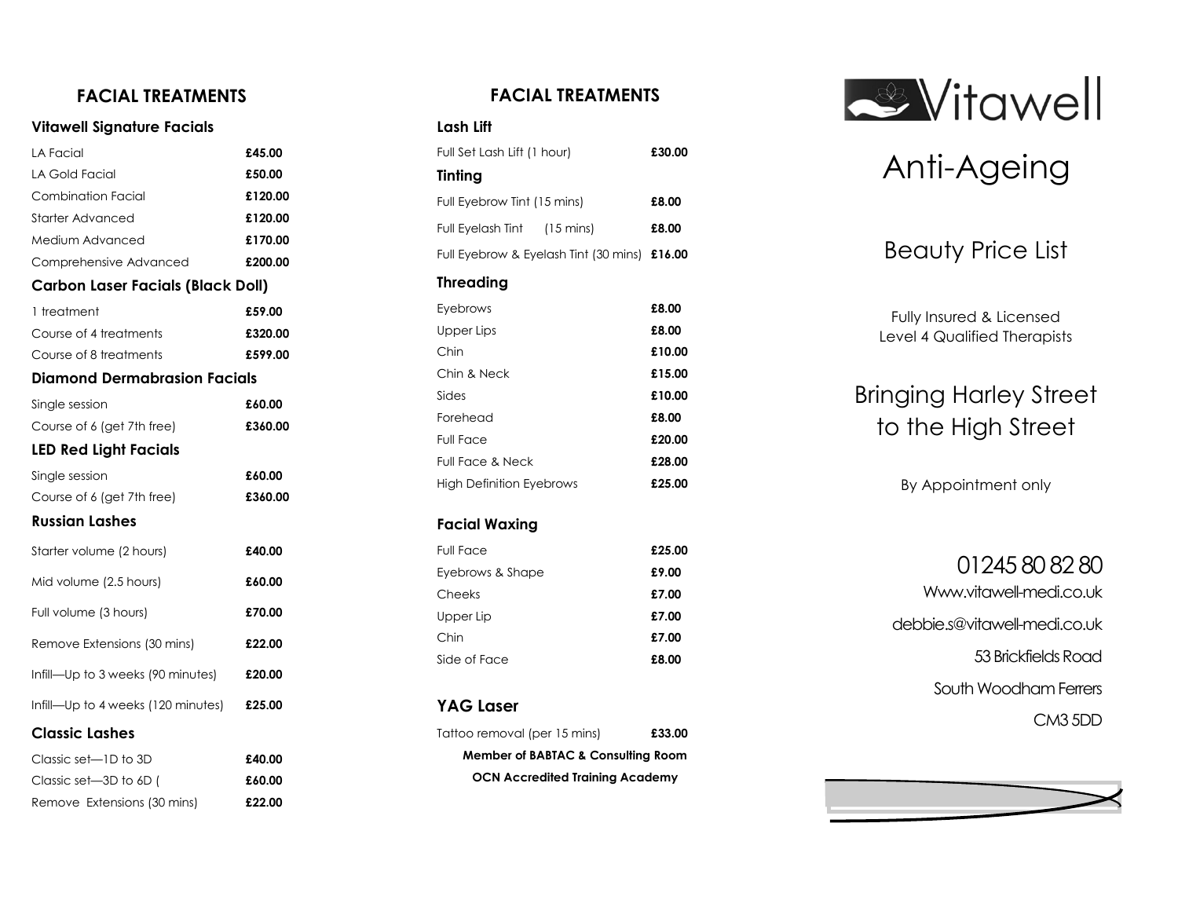## FACIAL TREATMENTS

### Vitawell Signature Facials

| | |
|---|---|
| LA Facial | **£45.00** |
| LA Gold Facial | **£50.00** |
| Combination Facial | **£120.00** |
| Starter Advanced | **£120.00** |
| Medium Advanced | **£170.00** |
| Comprehensive Advanced | **£200.00** |

### Carbon Laser Facials (Black Doll)

| | |
|---|---|
| 1 treatment | **£59.00** |
| Course of 4 treatments | **£320.00** |
| Course of 8 treatments | **£599.00** |

### Diamond Dermabrasion Facials

| | |
|---|---|
| Single session | **£60.00** |
| Course of 6 (get 7th free) | **£360.00** |

### LED Red Light Facials

| | |
|---|---|
| Single session | **£60.00** |
| Course of 6 (get 7th free) | **£360.00** |

### Russian Lashes

| | |
|---|---|
| Starter volume (2 hours) | **£40.00** |
| Mid volume (2.5 hours) | **£60.00** |
| Full volume (3 hours) | **£70.00** |
| Remove Extensions (30 mins) | **£22.00** |
| Infill—Up to 3 weeks (90 minutes) | **£20.00** |
| Infill—Up to 4 weeks (120 minutes) | **£25.00** |

### Classic Lashes

| | |
|---|---|
| Classic set—1D to 3D | **£40.00** |
| Classic set—3D to 6D ( | **£60.00** |
| Remove Extensions (30 mins) | **£22.00** |

## FACIAL TREATMENTS

### Lash Lift

| | |
|---|---|
| Full Set Lash Lift (1 hour) | **£30.00** |

### Tinting

| | |
|---|---|
| Full Eyebrow Tint (15 mins) | **£8.00** |
| Full Eyelash Tint (15 mins) | **£8.00** |
| Full Eyebrow & Eyelash Tint (30 mins) | **£16.00** |

### Threading

| | |
|---|---|
| Eyebrows | **£8.00** |
| Upper Lips | **£8.00** |
| Chin | **£10.00** |
| Chin & Neck | **£15.00** |
| Sides | **£10.00** |
| Forehead | **£8.00** |
| Full Face | **£20.00** |
| Full Face & Neck | **£28.00** |
| High Definition Eyebrows | **£25.00** |

### Facial Waxing

| | |
|---|---|
| Full Face | **£25.00** |
| Eyebrows & Shape | **£9.00** |
| Cheeks | **£7.00** |
| Upper Lip | **£7.00** |
| Chin | **£7.00** |
| Side of Face | **£8.00** |

### YAG Laser

| | |
|---|---|
| Tattoo removal (per 15 mins) | **£33.00** |

**Member of BABTAC & Consulting Room**

**OCN Accredited Training Academy**

# Vitawell

# Anti-Ageing

## Beauty Price List

Fully Insured & Licensed
Level 4 Qualified Therapists

## Bringing Harley Street to the High Street

By Appointment only

01245 80 82 80

Www.vitawell-medi.co.uk

debbie.s@vitawell-medi.co.uk

53 Brickfields Road

South Woodham Ferrers

CM3 5DD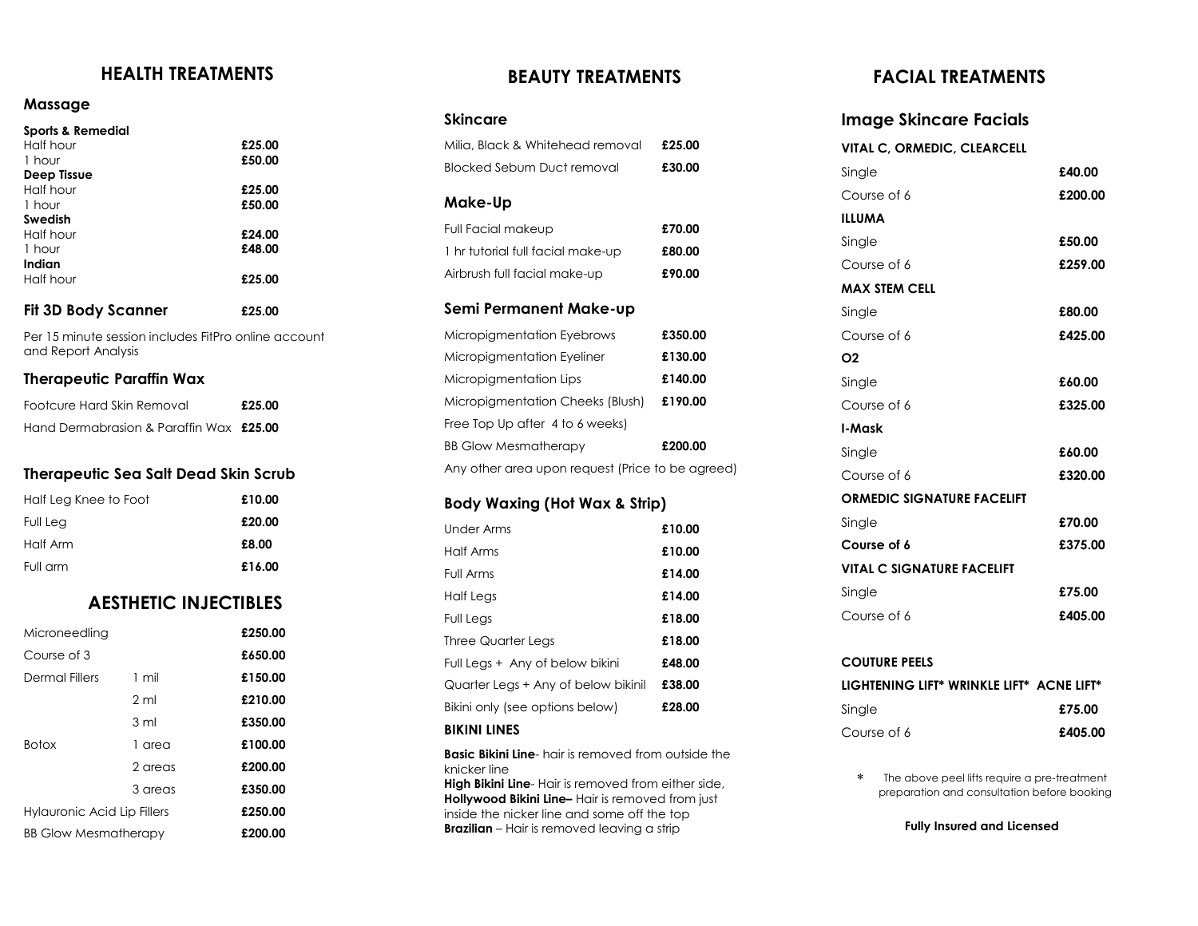## HEALTH TREATMENTS

### Massage

| | |
|---|---|
| **Sports & Remedial** | |
| Half hour | **£25.00** |
| 1 hour | **£50.00** |
| **Deep Tissue** | |
| Half hour | **£25.00** |
| 1 hour | **£50.00** |
| **Swedish** | |
| Half hour | **£24.00** |
| 1 hour | **£48.00** |
| **Indian** | |
| Half hour | **£25.00** |

### Fit 3D Body Scanner **£25.00**

Per 15 minute session includes FitPro online account and Report Analysis

### Therapeutic Paraffin Wax

| | |
|---|---|
| Footcure Hard Skin Removal | **£25.00** |
| Hand Dermabrasion & Paraffin Wax | **£25.00** |

### Therapeutic Sea Salt Dead Skin Scrub

| | |
|---|---|
| Half Leg Knee to Foot | **£10.00** |
| Full Leg | **£20.00** |
| Half Arm | **£8.00** |
| Full arm | **£16.00** |

## AESTHETIC INJECTIBLES

| | | |
|---|---|---|
| Microneedling | | **£250.00** |
| Course of 3 | | **£650.00** |
| Dermal Fillers | 1 mil | **£150.00** |
| | 2 ml | **£210.00** |
| | 3 ml | **£350.00** |
| Botox | 1 area | **£100.00** |
| | 2 areas | **£200.00** |
| | 3 areas | **£350.00** |
| Hylauronic Acid Lip Fillers | | **£250.00** |
| BB Glow Mesmatherapy | | **£200.00** |

## BEAUTY TREATMENTS

### Skincare

| | |
|---|---|
| Milia, Black & Whitehead removal | **£25.00** |
| Blocked Sebum Duct removal | **£30.00** |

### Make-Up

| | |
|---|---|
| Full Facial makeup | **£70.00** |
| 1 hr tutorial full facial make-up | **£80.00** |
| Airbrush full facial make-up | **£90.00** |

### Semi Permanent Make-up

| | |
|---|---|
| Micropigmentation Eyebrows | **£350.00** |
| Micropigmentation Eyeliner | **£130.00** |
| Micropigmentation Lips | **£140.00** |
| Micropigmentation Cheeks (Blush) | **£190.00** |
| Free Top Up after 4 to 6 weeks) | |
| BB Glow Mesmatherapy | **£200.00** |

Any other area upon request (Price to be agreed)

### Body Waxing (Hot Wax & Strip)

| | |
|---|---|
| Under Arms | **£10.00** |
| Half Arms | **£10.00** |
| Full Arms | **£14.00** |
| Half Legs | **£14.00** |
| Full Legs | **£18.00** |
| Three Quarter Legs | **£18.00** |
| Full Legs + Any of below bikini | **£48.00** |
| Quarter Legs + Any of below bikinil | **£38.00** |
| Bikini only (see options below) | **£28.00** |

**BIKINI LINES**

**Basic Bikini Line**- hair is removed from outside the knicker line
**High Bikini Line**- Hair is removed from either side,
**Hollywood Bikini Line–** Hair is removed from just inside the nicker line and some off the top
**Brazilian** – Hair is removed leaving a strip

## FACIAL TREATMENTS

### Image Skincare Facials

| | |
|---|---|
| **VITAL C, ORMEDIC, CLEARCELL** | |
| Single | **£40.00** |
| Course of 6 | **£200.00** |
| **ILLUMA** | |
| Single | **£50.00** |
| Course of 6 | **£259.00** |
| **MAX STEM CELL** | |
| Single | **£80.00** |
| Course of 6 | **£425.00** |
| **O2** | |
| Single | **£60.00** |
| Course of 6 | **£325.00** |
| **I-Mask** | |
| Single | **£60.00** |
| Course of 6 | **£320.00** |
| **ORMEDIC SIGNATURE FACELIFT** | |
| Single | **£70.00** |
| **Course of 6** | **£375.00** |
| **VITAL C SIGNATURE FACELIFT** | |
| Single | **£75.00** |
| Course of 6 | **£405.00** |

**COUTURE PEELS**

| | |
|---|---|
| **LIGHTENING LIFT* WRINKLE LIFT* ACNE LIFT*** | |
| Single | **£75.00** |
| Course of 6 | **£405.00** |

\* The above peel lifts require a pre-treatment preparation and consultation before booking

**Fully Insured and Licensed**